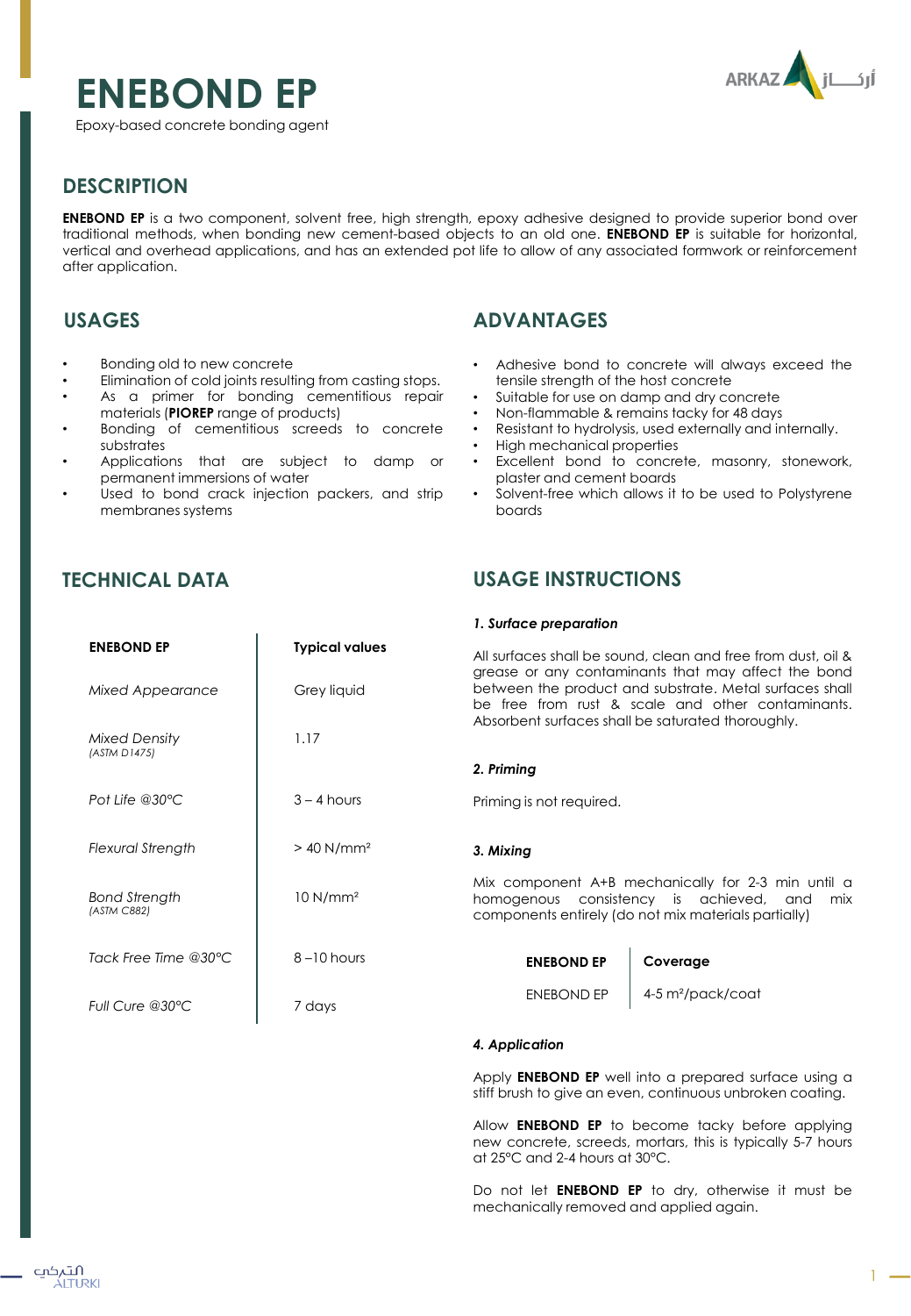# ENEBOND EP

Epoxy-based concrete bonding agent

## DESCRIPTION

**ENEBOND EP** is a two component, solvent free, high strength, epoxy adhesive designed to provide superior bond over traditional methods, when bonding new cement-based objects to an old one. **ENEBOND EP** is suitable for horizontal, vertical and overhead applications, and has an extended pot life to allow of any associated formwork or reinforcement after application.

## USAGES

- Bonding old to new concrete
- Elimination of cold joints resulting from casting stops.
- As a primer for bonding cementitious repair materials (**PIOREP** range of products)
- Bonding of cementitious screeds to concrete substrates
- Applications that are subject to damp or permanent immersions of water
- Used to bond crack injection packers, and strip membranes systems

## ADVANTAGES

- Adhesive bond to concrete will always exceed the tensile strength of the host concrete
- Suitable for use on damp and dry concrete
- Non-flammable & remains tacky for 48 days
- Resistant to hydrolysis, used externally and internally.
- High mechanical properties
- Excellent bond to concrete, masonry, stonework, plaster and cement boards
- Solvent-free which allows it to be used to Polystyrene boards

## TECHNICAL DATA

| ENEBOND EP | Typical values |
|---|---|
| *Mixed Appearance* | Grey liquid |
| *Mixed Density* *(ASTM D1475)* | 1.17 |
| *Pot Life @30°C* | 3 – 4 hours |
| *Flexural Strength* | > 40 N/mm² |
| *Bond Strength* *(ASTM C882)* | 10 N/mm² |
| *Tack Free Time @30°C* | 8 –10 hours |
| *Full Cure @30°C* | 7 days |

## USAGE INSTRUCTIONS

***1. Surface preparation***

All surfaces shall be sound, clean and free from dust, oil & grease or any contaminants that may affect the bond between the product and substrate. Metal surfaces shall be free from rust & scale and other contaminants. Absorbent surfaces shall be saturated thoroughly.

***2. Priming***

Priming is not required.

***3. Mixing***

Mix component A+B mechanically for 2-3 min until a homogenous consistency is achieved, and mix components entirely (do not mix materials partially)

| ENEBOND EP | Coverage |
|---|---|
| ENEBOND EP | 4-5 m²/pack/coat |

***4. Application***

Apply **ENEBOND EP** well into a prepared surface using a stiff brush to give an even, continuous unbroken coating.

Allow **ENEBOND EP** to become tacky before applying new concrete, screeds, mortars, this is typically 5-7 hours at 25°C and 2-4 hours at 30°C.

Do not let **ENEBOND EP** to dry, otherwise it must be mechanically removed and applied again.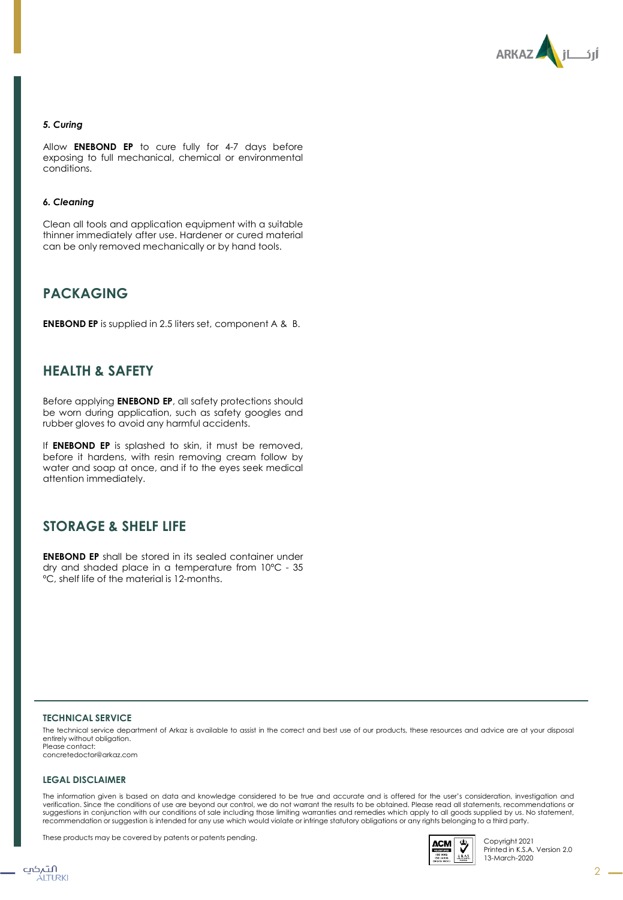### *5. Curing*

Allow **ENEBOND EP** to cure fully for 4-7 days before exposing to full mechanical, chemical or environmental conditions.

### *6. Cleaning*

Clean all tools and application equipment with a suitable thinner immediately after use. Hardener or cured material can be only removed mechanically or by hand tools.

## PACKAGING

**ENEBOND EP** is supplied in 2.5 liters set, component A & B.

## HEALTH & SAFETY

Before applying **ENEBOND EP**, all safety protections should be worn during application, such as safety googles and rubber gloves to avoid any harmful accidents.

If **ENEBOND EP** is splashed to skin, it must be removed, before it hardens, with resin removing cream follow by water and soap at once, and if to the eyes seek medical attention immediately.

## STORAGE & SHELF LIFE

**ENEBOND EP** shall be stored in its sealed container under dry and shaded place in a temperature from 10°C - 35 °C, shelf life of the material is 12-months.

### TECHNICAL SERVICE

The technical service department of Arkaz is available to assist in the correct and best use of our products, these resources and advice are at your disposal entirely without obligation.
Please contact:
concretedoctor@arkaz.com

### LEGAL DISCLAIMER

The information given is based on data and knowledge considered to be true and accurate and is offered for the user's consideration, investigation and verification. Since the conditions of use are beyond our control, we do not warrant the results to be obtained. Please read all statements, recommendations or suggestions in conjunction with our conditions of sale including those limiting warranties and remedies which apply to all goods supplied by us. No statement, recommendation or suggestion is intended for any use which would violate or infringe statutory obligations or any rights belonging to a third party.

These products may be covered by patents or patents pending.

Copyright 2021
Printed in K.S.A. Version 2.0
13-March-2020